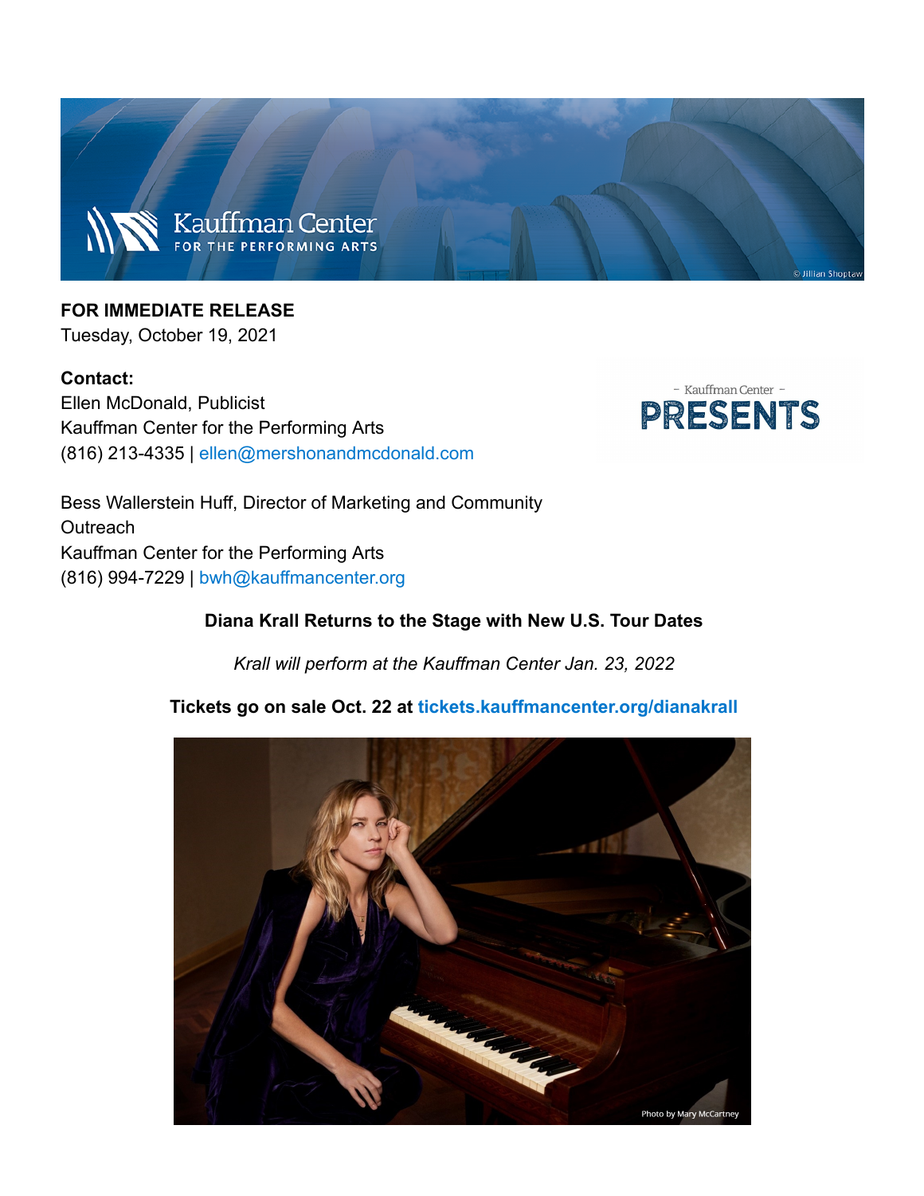**FOR IMMEDIATE RELEASE**
Tuesday, October 19, 2021

**Contact:**
Ellen McDonald, Publicist
Kauffman Center for the Performing Arts
(816) 213-4335 | ellen@mershonandmcdonald.com

Bess Wallerstein Huff, Director of Marketing and Community Outreach
Kauffman Center for the Performing Arts
(816) 994-7229 | bwh@kauffmancenter.org

**Diana Krall Returns to the Stage with New U.S. Tour Dates**

*Krall will perform at the Kauffman Center Jan. 23, 2022*

**Tickets go on sale Oct. 22 at tickets.kauffmancenter.org/dianakrall**

Photo by Mary McCartney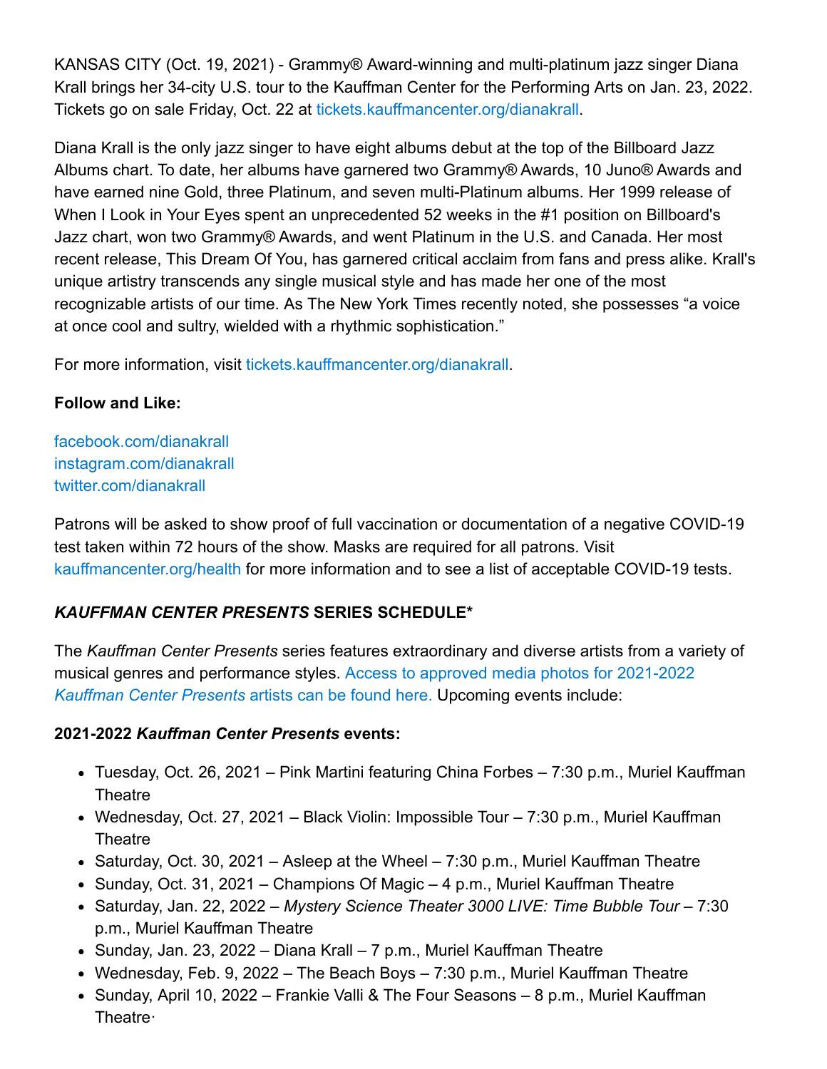KANSAS CITY (Oct. 19, 2021) - Grammy® Award-winning and multi-platinum jazz singer Diana Krall brings her 34-city U.S. tour to the Kauffman Center for the Performing Arts on Jan. 23, 2022. Tickets go on sale Friday, Oct. 22 at tickets.kauffmancenter.org/dianakrall.

Diana Krall is the only jazz singer to have eight albums debut at the top of the Billboard Jazz Albums chart. To date, her albums have garnered two Grammy® Awards, 10 Juno® Awards and have earned nine Gold, three Platinum, and seven multi-Platinum albums. Her 1999 release of When I Look in Your Eyes spent an unprecedented 52 weeks in the #1 position on Billboard's Jazz chart, won two Grammy® Awards, and went Platinum in the U.S. and Canada. Her most recent release, This Dream Of You, has garnered critical acclaim from fans and press alike. Krall's unique artistry transcends any single musical style and has made her one of the most recognizable artists of our time. As The New York Times recently noted, she possesses “a voice at once cool and sultry, wielded with a rhythmic sophistication.”

For more information, visit tickets.kauffmancenter.org/dianakrall.

**Follow and Like:**

facebook.com/dianakrall
instagram.com/dianakrall
twitter.com/dianakrall

Patrons will be asked to show proof of full vaccination or documentation of a negative COVID-19 test taken within 72 hours of the show. Masks are required for all patrons. Visit kauffmancenter.org/health for more information and to see a list of acceptable COVID-19 tests.

### ***KAUFFMAN CENTER PRESENTS* SERIES SCHEDULE***

The *Kauffman Center Presents* series features extraordinary and diverse artists from a variety of musical genres and performance styles. Access to approved media photos for 2021-2022 *Kauffman Center Presents* artists can be found here. Upcoming events include:

**2021-2022 *Kauffman Center Presents* events:**

- Tuesday, Oct. 26, 2021 – Pink Martini featuring China Forbes – 7:30 p.m., Muriel Kauffman Theatre
- Wednesday, Oct. 27, 2021 – Black Violin: Impossible Tour – 7:30 p.m., Muriel Kauffman Theatre
- Saturday, Oct. 30, 2021 – Asleep at the Wheel – 7:30 p.m., Muriel Kauffman Theatre
- Sunday, Oct. 31, 2021 – Champions Of Magic – 4 p.m., Muriel Kauffman Theatre
- Saturday, Jan. 22, 2022 – *Mystery Science Theater 3000 LIVE: Time Bubble Tour* – 7:30 p.m., Muriel Kauffman Theatre
- Sunday, Jan. 23, 2022 – Diana Krall – 7 p.m., Muriel Kauffman Theatre
- Wednesday, Feb. 9, 2022 – The Beach Boys – 7:30 p.m., Muriel Kauffman Theatre
- Sunday, April 10, 2022 – Frankie Valli & The Four Seasons – 8 p.m., Muriel Kauffman Theatre·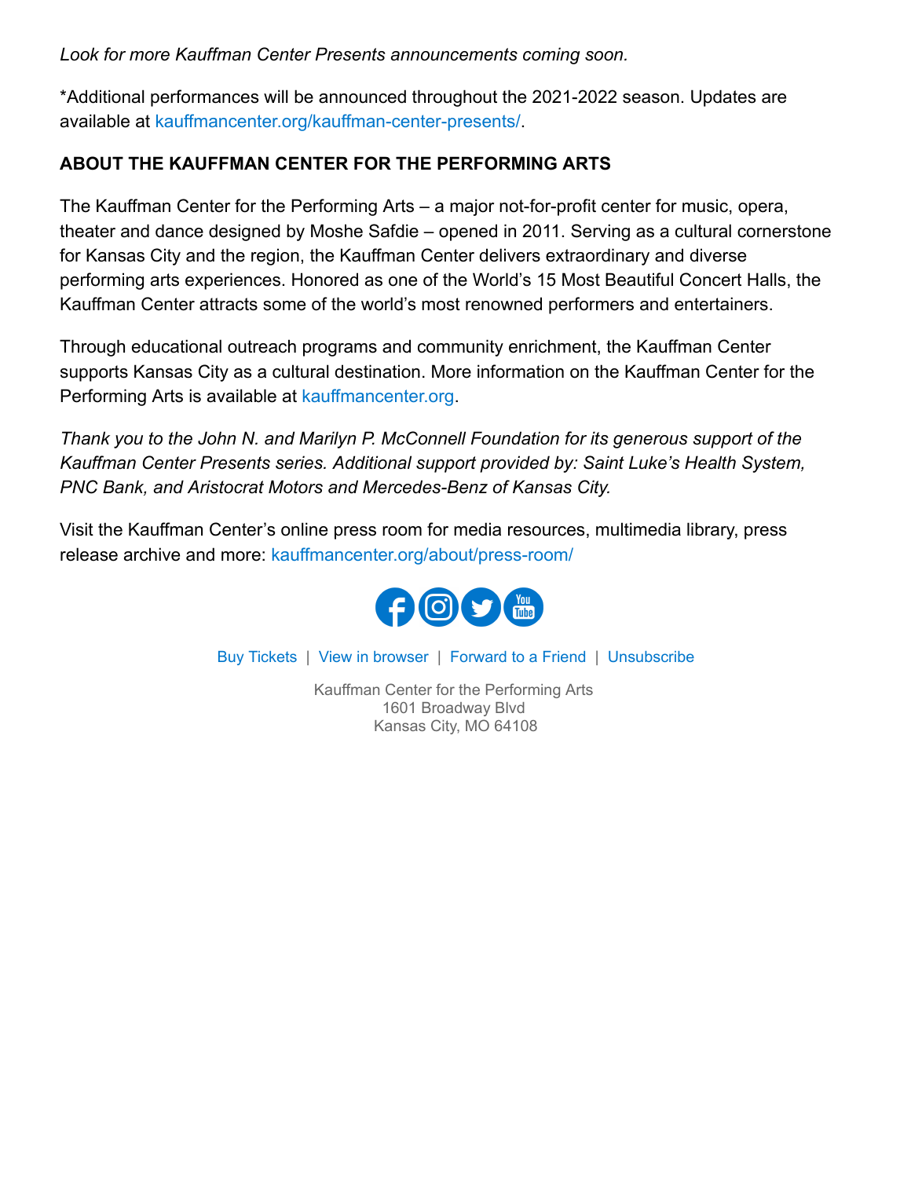*Look for more Kauffman Center Presents announcements coming soon.*

*Additional performances will be announced throughout the 2021-2022 season. Updates are available at kauffmancenter.org/kauffman-center-presents/.

**ABOUT THE KAUFFMAN CENTER FOR THE PERFORMING ARTS**

The Kauffman Center for the Performing Arts – a major not-for-profit center for music, opera, theater and dance designed by Moshe Safdie – opened in 2011. Serving as a cultural cornerstone for Kansas City and the region, the Kauffman Center delivers extraordinary and diverse performing arts experiences. Honored as one of the World's 15 Most Beautiful Concert Halls, the Kauffman Center attracts some of the world's most renowned performers and entertainers.

Through educational outreach programs and community enrichment, the Kauffman Center supports Kansas City as a cultural destination. More information on the Kauffman Center for the Performing Arts is available at kauffmancenter.org.

*Thank you to the John N. and Marilyn P. McConnell Foundation for its generous support of the Kauffman Center Presents series. Additional support provided by: Saint Luke's Health System, PNC Bank, and Aristocrat Motors and Mercedes-Benz of Kansas City.*

Visit the Kauffman Center's online press room for media resources, multimedia library, press release archive and more: kauffmancenter.org/about/press-room/

Buy Tickets | View in browser | Forward to a Friend | Unsubscribe

Kauffman Center for the Performing Arts
1601 Broadway Blvd
Kansas City, MO 64108